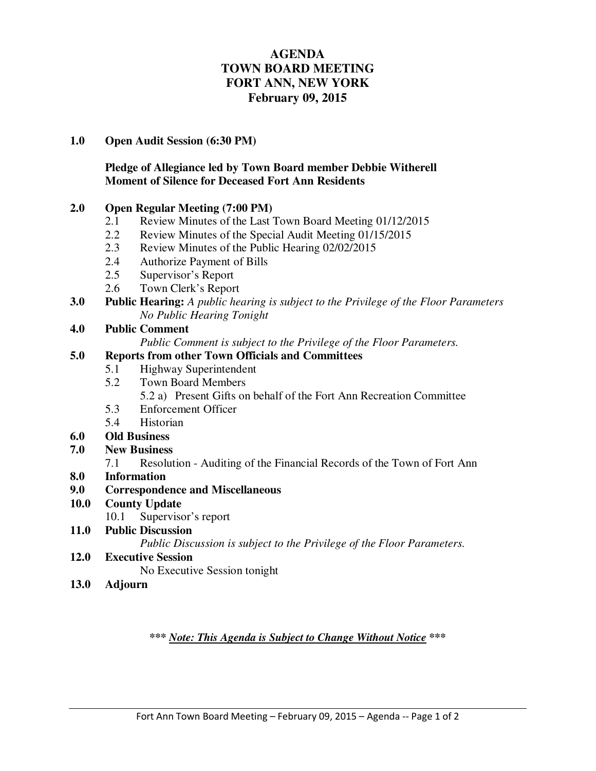# AGENDA
# TOWN BOARD MEETING
# FORT ANN, NEW YORK
# February 09, 2015

**1.0 Open Audit Session (6:30 PM)**

**Pledge of Allegiance led by Town Board member Debbie Witherell**
**Moment of Silence for Deceased Fort Ann Residents**

**2.0 Open Regular Meeting (7:00 PM)**
- 2.1 Review Minutes of the Last Town Board Meeting 01/12/2015
- 2.2 Review Minutes of the Special Audit Meeting 01/15/2015
- 2.3 Review Minutes of the Public Hearing 02/02/2015
- 2.4 Authorize Payment of Bills
- 2.5 Supervisor's Report
- 2.6 Town Clerk's Report

**3.0 Public Hearing:** *A public hearing is subject to the Privilege of the Floor Parameters*
*No Public Hearing Tonight*

**4.0 Public Comment**
*Public Comment is subject to the Privilege of the Floor Parameters.*

**5.0 Reports from other Town Officials and Committees**
- 5.1 Highway Superintendent
- 5.2 Town Board Members
  - 5.2 a) Present Gifts on behalf of the Fort Ann Recreation Committee
- 5.3 Enforcement Officer
- 5.4 Historian

**6.0 Old Business**

**7.0 New Business**
- 7.1 Resolution - Auditing of the Financial Records of the Town of Fort Ann

**8.0 Information**

**9.0 Correspondence and Miscellaneous**

**10.0 County Update**
- 10.1 Supervisor's report

**11.0 Public Discussion**
*Public Discussion is subject to the Privilege of the Floor Parameters.*

**12.0 Executive Session**
No Executive Session tonight

**13.0 Adjourn**

***\*\*\* *Note: This Agenda is Subject to Change Without Notice* \*\*\****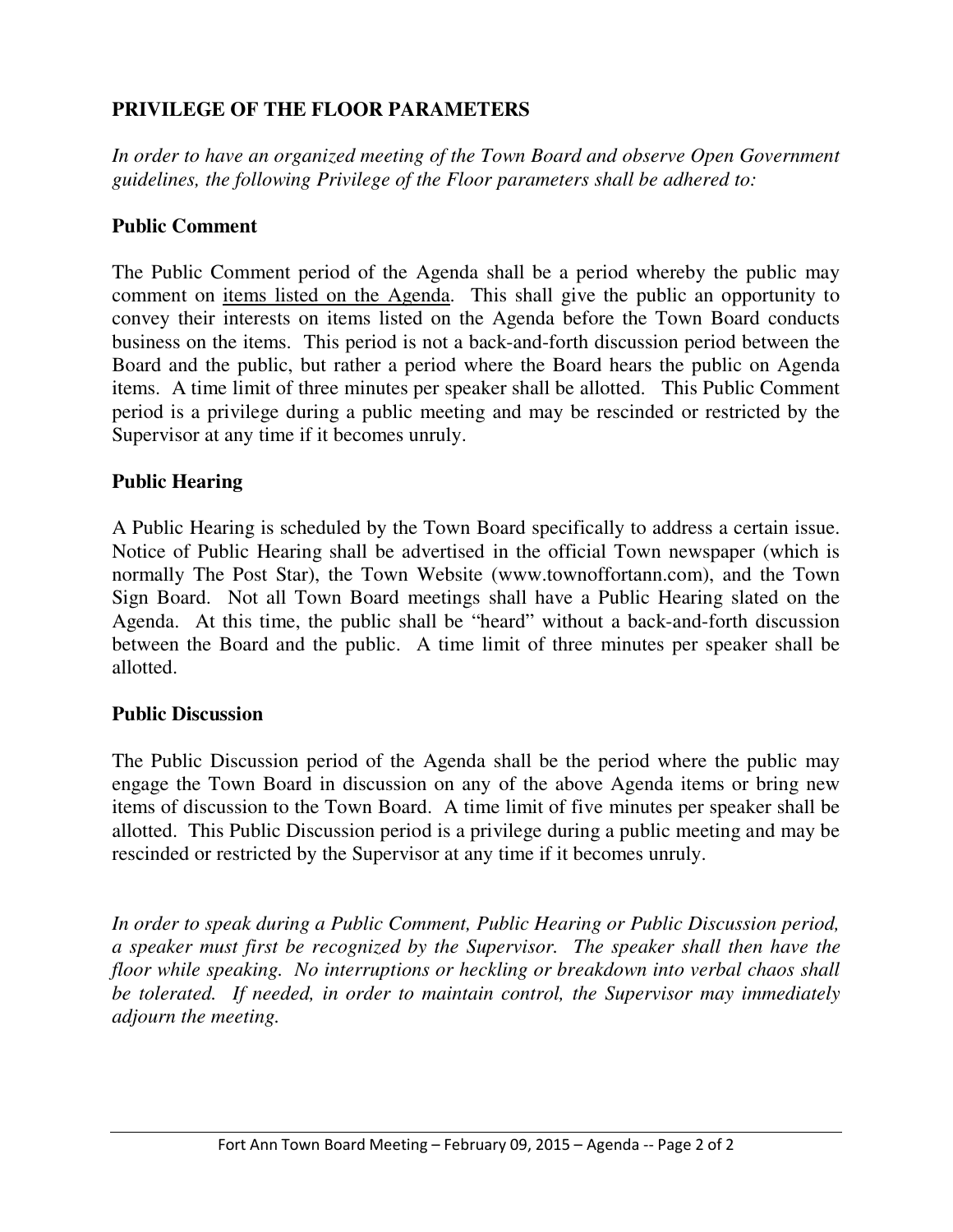## PRIVILEGE OF THE FLOOR PARAMETERS

*In order to have an organized meeting of the Town Board and observe Open Government guidelines, the following Privilege of the Floor parameters shall be adhered to:*

### Public Comment

The Public Comment period of the Agenda shall be a period whereby the public may comment on <u>items listed on the Agenda</u>. This shall give the public an opportunity to convey their interests on items listed on the Agenda before the Town Board conducts business on the items. This period is not a back-and-forth discussion period between the Board and the public, but rather a period where the Board hears the public on Agenda items. A time limit of three minutes per speaker shall be allotted. This Public Comment period is a privilege during a public meeting and may be rescinded or restricted by the Supervisor at any time if it becomes unruly.

### Public Hearing

A Public Hearing is scheduled by the Town Board specifically to address a certain issue. Notice of Public Hearing shall be advertised in the official Town newspaper (which is normally The Post Star), the Town Website (www.townoffortann.com), and the Town Sign Board. Not all Town Board meetings shall have a Public Hearing slated on the Agenda. At this time, the public shall be "heard" without a back-and-forth discussion between the Board and the public. A time limit of three minutes per speaker shall be allotted.

### Public Discussion

The Public Discussion period of the Agenda shall be the period where the public may engage the Town Board in discussion on any of the above Agenda items or bring new items of discussion to the Town Board. A time limit of five minutes per speaker shall be allotted. This Public Discussion period is a privilege during a public meeting and may be rescinded or restricted by the Supervisor at any time if it becomes unruly.

*In order to speak during a Public Comment, Public Hearing or Public Discussion period, a speaker must first be recognized by the Supervisor. The speaker shall then have the floor while speaking. No interruptions or heckling or breakdown into verbal chaos shall be tolerated. If needed, in order to maintain control, the Supervisor may immediately adjourn the meeting.*